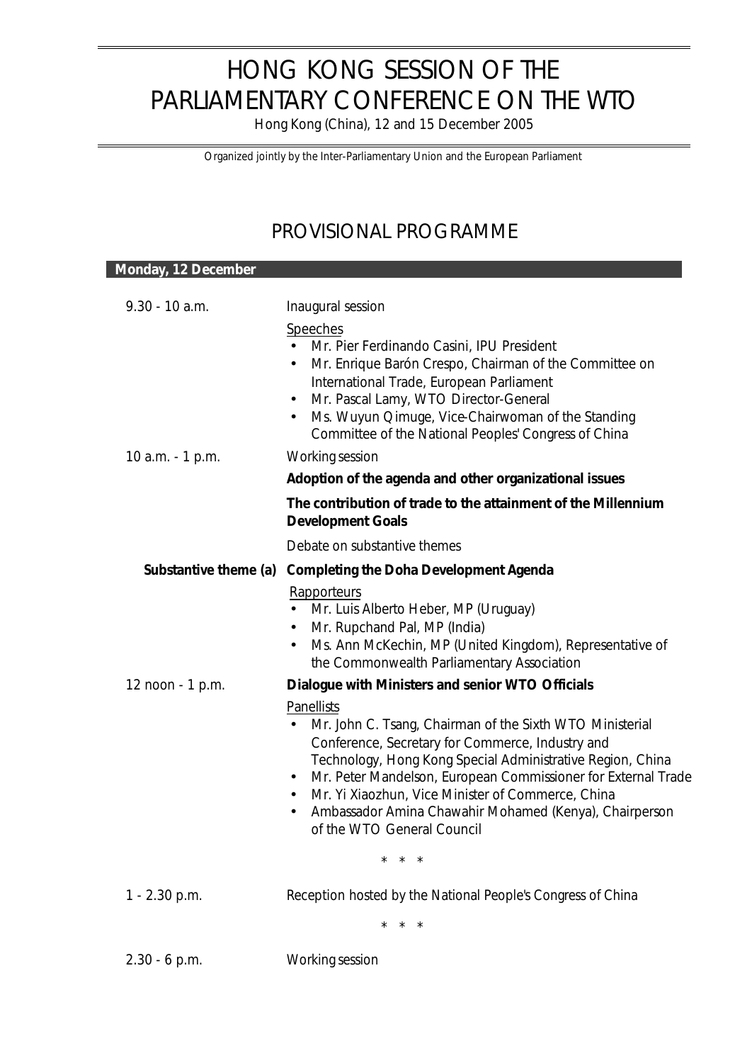# HONG KONG SESSION OF THE PARLIAMENTARY CONFERENCE ON THE WTO

Hong Kong (China), 12 and 15 December 2005

Organized jointly by the Inter-Parliamentary Union and the European Parliament

## PROVISIONAL PROGRAMME

### Monday, 12 December

**9.30 - 10 a.m.** Inaugural session

Speeches
- Mr. Pier Ferdinando Casini, IPU President
- Mr. Enrique Barón Crespo, Chairman of the Committee on International Trade, European Parliament
- Mr. Pascal Lamy, WTO Director-General
- Ms. Wuyun Qimuge, Vice-Chairwoman of the Standing Committee of the National Peoples' Congress of China

**10 a.m. - 1 p.m.** Working session

**Adoption of the agenda and other organizational issues**

**The contribution of trade to the attainment of the Millennium Development Goals**

Debate on substantive themes

**Substantive theme (a)** **Completing the Doha Development Agenda**

Rapporteurs
- Mr. Luis Alberto Heber, MP (Uruguay)
- Mr. Rupchand Pal, MP (India)
- Ms. Ann McKechin, MP (United Kingdom), Representative of the Commonwealth Parliamentary Association

**12 noon - 1 p.m.** **Dialogue with Ministers and senior WTO Officials**

Panellists
- Mr. John C. Tsang, Chairman of the Sixth WTO Ministerial Conference, Secretary for Commerce, Industry and Technology, Hong Kong Special Administrative Region, China
- Mr. Peter Mandelson, European Commissioner for External Trade
- Mr. Yi Xiaozhun, Vice Minister of Commerce, China
- Ambassador Amina Chawahir Mohamed (Kenya), Chairperson of the WTO General Council

\* \* \*

**1 - 2.30 p.m.** Reception hosted by the National People's Congress of China

\* \* \*

**2.30 - 6 p.m.** Working session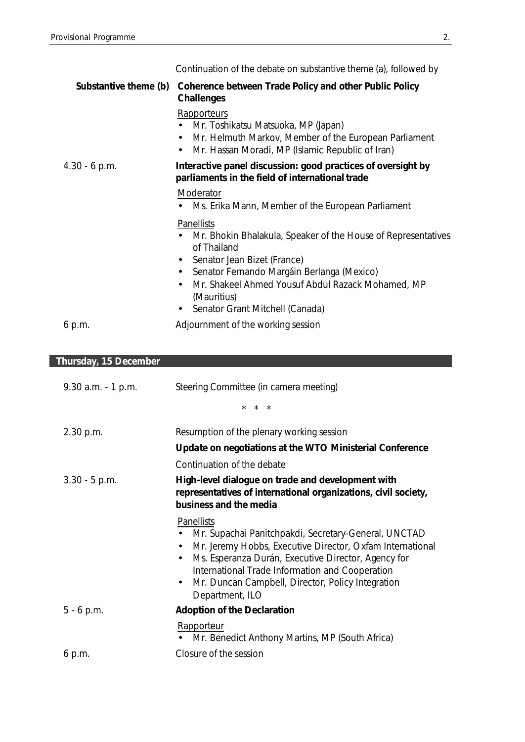Continuation of the debate on substantive theme (a), followed by

**Substantive theme (b)** **Coherence between Trade Policy and other Public Policy Challenges**

Rapporteurs

- Mr. Toshikatsu Matsuoka, MP (Japan)
- Mr. Helmuth Markov, Member of the European Parliament
- Mr. Hassan Moradi, MP (Islamic Republic of Iran)

4.30 - 6 p.m. **Interactive panel discussion: good practices of oversight by parliaments in the field of international trade**

Moderator

- Ms. Erika Mann, Member of the European Parliament

Panellists

- Mr. Bhokin Bhalakula, Speaker of the House of Representatives of Thailand
- Senator Jean Bizet (France)
- Senator Fernando Margáin Berlanga (Mexico)
- Mr. Shakeel Ahmed Yousuf Abdul Razack Mohamed, MP (Mauritius)
- Senator Grant Mitchell (Canada)

6 p.m. Adjournment of the working session

## Thursday, 15 December

9.30 a.m. - 1 p.m. Steering Committee (in camera meeting)

\* \* \*

2.30 p.m. Resumption of the plenary working session

***Update on negotiations at the WTO Ministerial Conference***

Continuation of the debate

3.30 - 5 p.m. **High-level dialogue on trade and development with representatives of international organizations, civil society, business and the media**

Panellists

- Mr. Supachai Panitchpakdi, Secretary-General, UNCTAD
- Mr. Jeremy Hobbs, Executive Director, Oxfam International
- Ms. Esperanza Durán, Executive Director, Agency for International Trade Information and Cooperation
- Mr. Duncan Campbell, Director, Policy Integration Department, ILO

5 - 6 p.m. **Adoption of the Declaration**

Rapporteur

- Mr. Benedict Anthony Martins, MP (South Africa)

6 p.m. Closure of the session